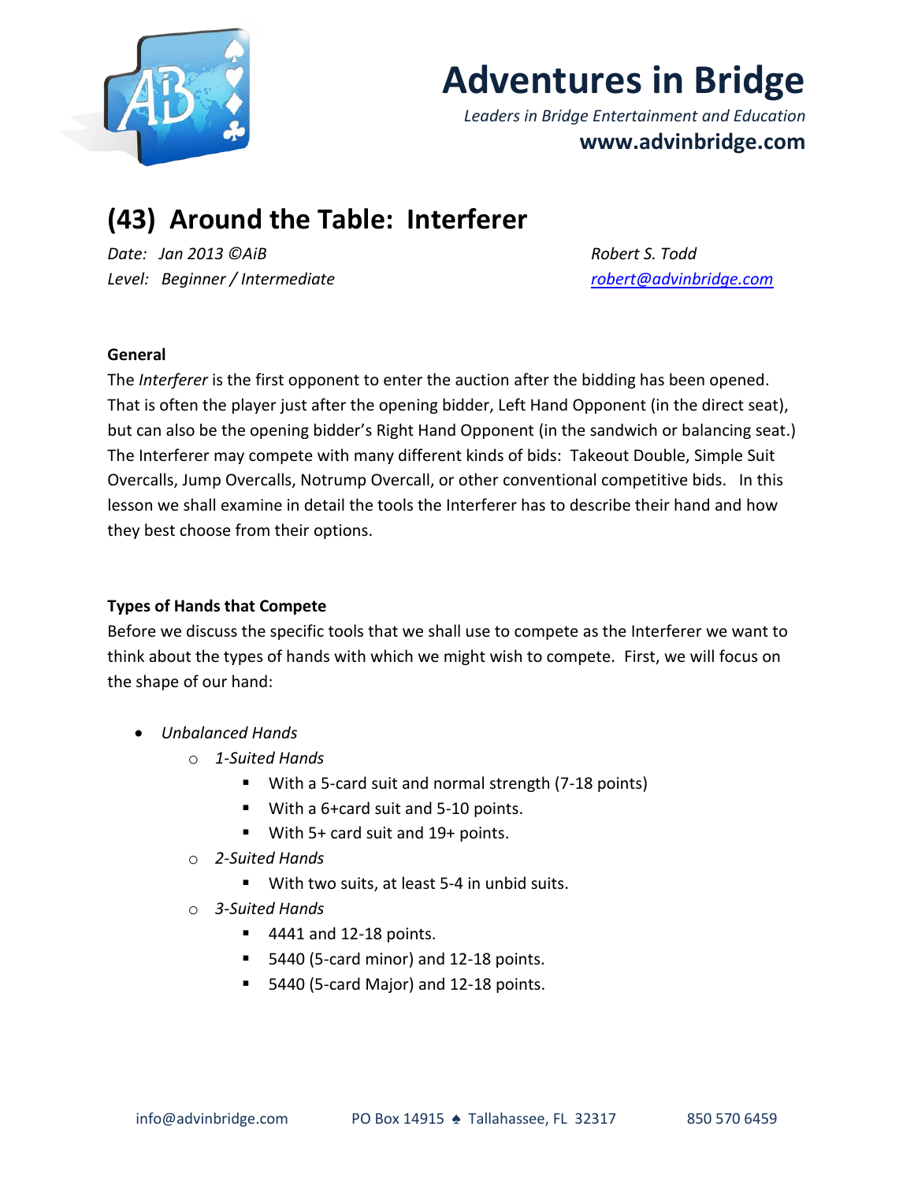# Adventures in Bridge

*Leaders in Bridge Entertainment and Education*

**www.advinbridge.com**

## (43) Around the Table: Interferer

*Date: Jan 2013 ©AiB*
*Level: Beginner / Intermediate*

*Robert S. Todd*
*robert@advinbridge.com*

### General

The *Interferer* is the first opponent to enter the auction after the bidding has been opened. That is often the player just after the opening bidder, Left Hand Opponent (in the direct seat), but can also be the opening bidder's Right Hand Opponent (in the sandwich or balancing seat.) The Interferer may compete with many different kinds of bids: Takeout Double, Simple Suit Overcalls, Jump Overcalls, Notrump Overcall, or other conventional competitive bids. In this lesson we shall examine in detail the tools the Interferer has to describe their hand and how they best choose from their options.

### Types of Hands that Compete

Before we discuss the specific tools that we shall use to compete as the Interferer we want to think about the types of hands with which we might wish to compete. First, we will focus on the shape of our hand:

- *Unbalanced Hands*
  - *1-Suited Hands*
    - With a 5-card suit and normal strength (7-18 points)
    - With a 6+card suit and 5-10 points.
    - With 5+ card suit and 19+ points.
  - *2-Suited Hands*
    - With two suits, at least 5-4 in unbid suits.
  - *3-Suited Hands*
    - 4441 and 12-18 points.
    - 5440 (5-card minor) and 12-18 points.
    - 5440 (5-card Major) and 12-18 points.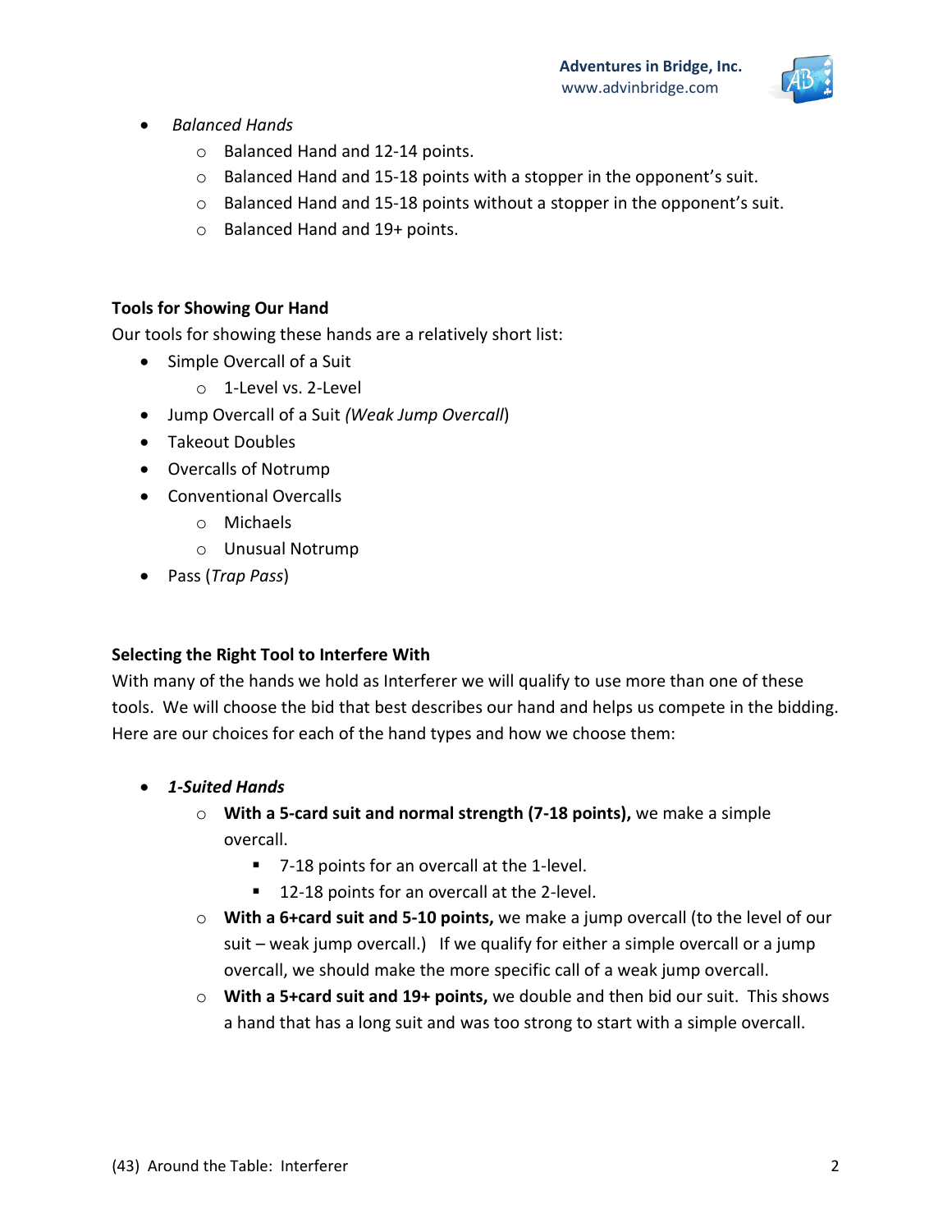- *Balanced Hands*
    - Balanced Hand and 12-14 points.
    - Balanced Hand and 15-18 points with a stopper in the opponent's suit.
    - Balanced Hand and 15-18 points without a stopper in the opponent's suit.
    - Balanced Hand and 19+ points.

**Tools for Showing Our Hand**

Our tools for showing these hands are a relatively short list:

- Simple Overcall of a Suit
    - 1-Level vs. 2-Level
- Jump Overcall of a Suit *(Weak Jump Overcall)*
- Takeout Doubles
- Overcalls of Notrump
- Conventional Overcalls
    - Michaels
    - Unusual Notrump
- Pass (*Trap Pass*)

**Selecting the Right Tool to Interfere With**

With many of the hands we hold as Interferer we will qualify to use more than one of these tools. We will choose the bid that best describes our hand and helps us compete in the bidding. Here are our choices for each of the hand types and how we choose them:

- ***1-Suited Hands***
    - **With a 5-card suit and normal strength (7-18 points),** we make a simple overcall.
        - 7-18 points for an overcall at the 1-level.
        - 12-18 points for an overcall at the 2-level.
    - **With a 6+card suit and 5-10 points,** we make a jump overcall (to the level of our suit – weak jump overcall.) If we qualify for either a simple overcall or a jump overcall, we should make the more specific call of a weak jump overcall.
    - **With a 5+card suit and 19+ points,** we double and then bid our suit. This shows a hand that has a long suit and was too strong to start with a simple overcall.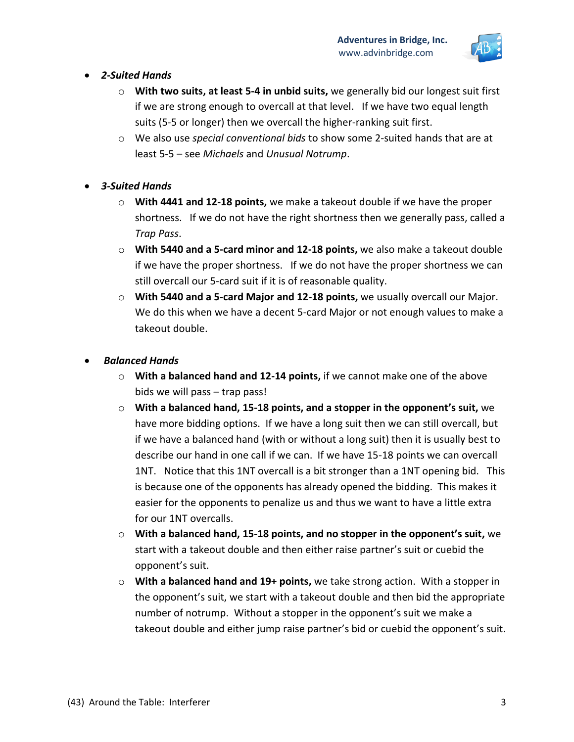- ***2-Suited Hands***
  - **With two suits, at least 5-4 in unbid suits,** we generally bid our longest suit first if we are strong enough to overcall at that level. If we have two equal length suits (5-5 or longer) then we overcall the higher-ranking suit first.
  - We also use *special conventional bids* to show some 2-suited hands that are at least 5-5 – see *Michaels* and *Unusual Notrump*.

- ***3-Suited Hands***
  - **With 4441 and 12-18 points,** we make a takeout double if we have the proper shortness. If we do not have the right shortness then we generally pass, called a *Trap Pass*.
  - **With 5440 and a 5-card minor and 12-18 points,** we also make a takeout double if we have the proper shortness. If we do not have the proper shortness we can still overcall our 5-card suit if it is of reasonable quality.
  - **With 5440 and a 5-card Major and 12-18 points,** we usually overcall our Major. We do this when we have a decent 5-card Major or not enough values to make a takeout double.

- ***Balanced Hands***
  - **With a balanced hand and 12-14 points,** if we cannot make one of the above bids we will pass – trap pass!
  - **With a balanced hand, 15-18 points, and a stopper in the opponent's suit,** we have more bidding options. If we have a long suit then we can still overcall, but if we have a balanced hand (with or without a long suit) then it is usually best to describe our hand in one call if we can. If we have 15-18 points we can overcall 1NT. Notice that this 1NT overcall is a bit stronger than a 1NT opening bid. This is because one of the opponents has already opened the bidding. This makes it easier for the opponents to penalize us and thus we want to have a little extra for our 1NT overcalls.
  - **With a balanced hand, 15-18 points, and no stopper in the opponent's suit,** we start with a takeout double and then either raise partner's suit or cuebid the opponent's suit.
  - **With a balanced hand and 19+ points,** we take strong action. With a stopper in the opponent's suit, we start with a takeout double and then bid the appropriate number of notrump. Without a stopper in the opponent's suit we make a takeout double and either jump raise partner's bid or cuebid the opponent's suit.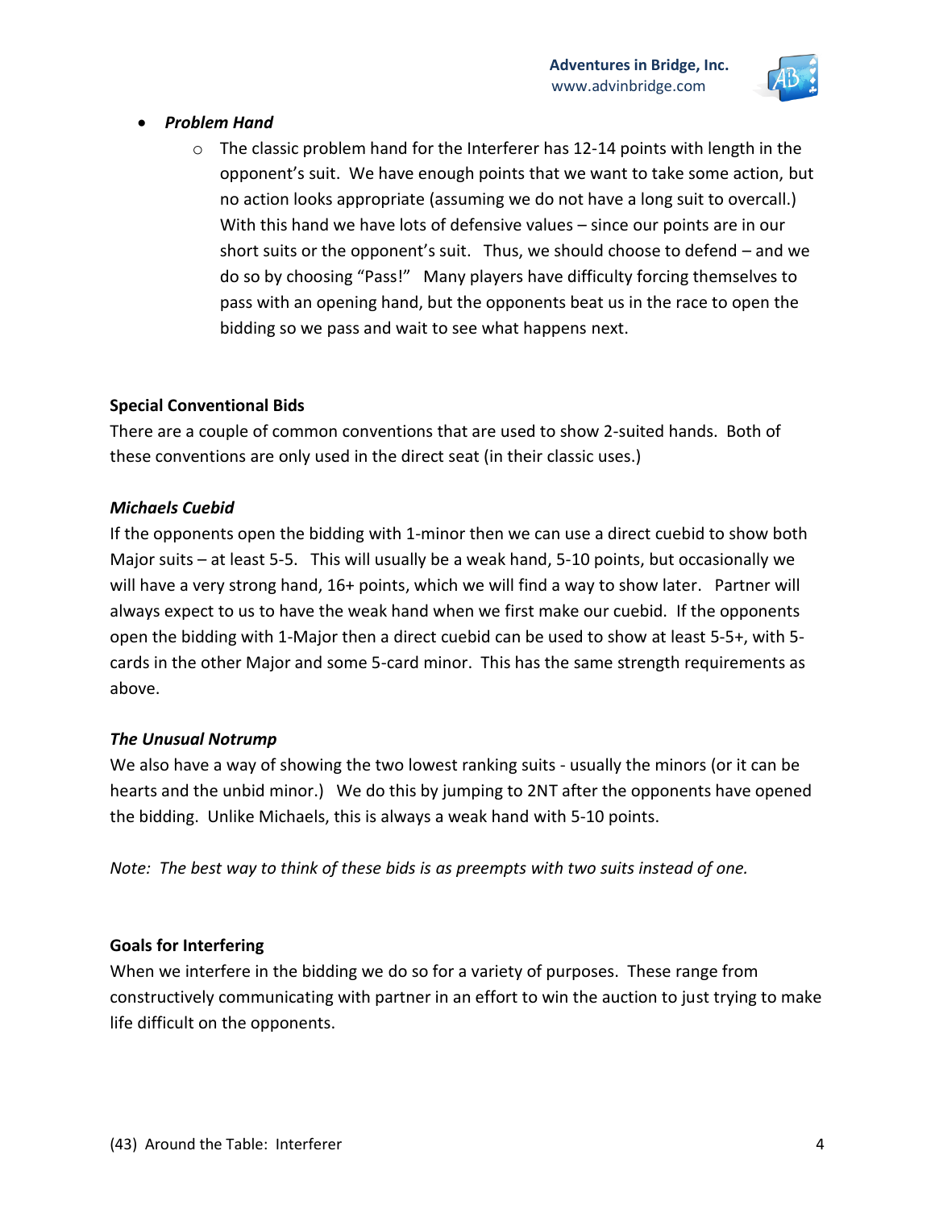- ***Problem Hand***
    - The classic problem hand for the Interferer has 12-14 points with length in the opponent's suit. We have enough points that we want to take some action, but no action looks appropriate (assuming we do not have a long suit to overcall.) With this hand we have lots of defensive values – since our points are in our short suits or the opponent's suit. Thus, we should choose to defend – and we do so by choosing "Pass!" Many players have difficulty forcing themselves to pass with an opening hand, but the opponents beat us in the race to open the bidding so we pass and wait to see what happens next.

**Special Conventional Bids**

There are a couple of common conventions that are used to show 2-suited hands. Both of these conventions are only used in the direct seat (in their classic uses.)

***Michaels Cuebid***

If the opponents open the bidding with 1-minor then we can use a direct cuebid to show both Major suits – at least 5-5. This will usually be a weak hand, 5-10 points, but occasionally we will have a very strong hand, 16+ points, which we will find a way to show later. Partner will always expect to us to have the weak hand when we first make our cuebid. If the opponents open the bidding with 1-Major then a direct cuebid can be used to show at least 5-5+, with 5-cards in the other Major and some 5-card minor. This has the same strength requirements as above.

***The Unusual Notrump***

We also have a way of showing the two lowest ranking suits - usually the minors (or it can be hearts and the unbid minor.) We do this by jumping to 2NT after the opponents have opened the bidding. Unlike Michaels, this is always a weak hand with 5-10 points.

*Note: The best way to think of these bids is as preempts with two suits instead of one.*

**Goals for Interfering**

When we interfere in the bidding we do so for a variety of purposes. These range from constructively communicating with partner in an effort to win the auction to just trying to make life difficult on the opponents.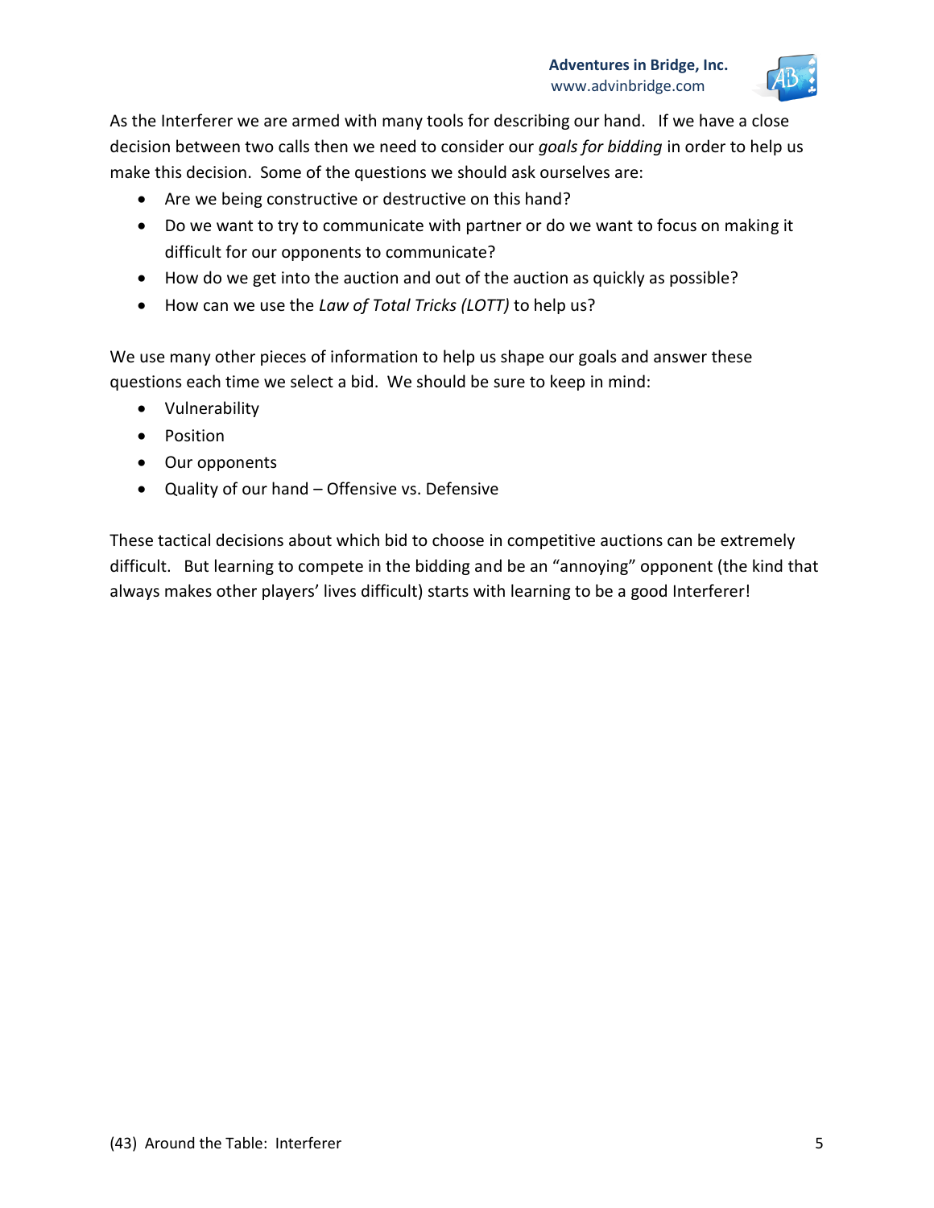As the Interferer we are armed with many tools for describing our hand. If we have a close decision between two calls then we need to consider our *goals for bidding* in order to help us make this decision. Some of the questions we should ask ourselves are:

- Are we being constructive or destructive on this hand?
- Do we want to try to communicate with partner or do we want to focus on making it difficult for our opponents to communicate?
- How do we get into the auction and out of the auction as quickly as possible?
- How can we use the *Law of Total Tricks (LOTT)* to help us?

We use many other pieces of information to help us shape our goals and answer these questions each time we select a bid. We should be sure to keep in mind:

- Vulnerability
- Position
- Our opponents
- Quality of our hand – Offensive vs. Defensive

These tactical decisions about which bid to choose in competitive auctions can be extremely difficult. But learning to compete in the bidding and be an "annoying" opponent (the kind that always makes other players' lives difficult) starts with learning to be a good Interferer!